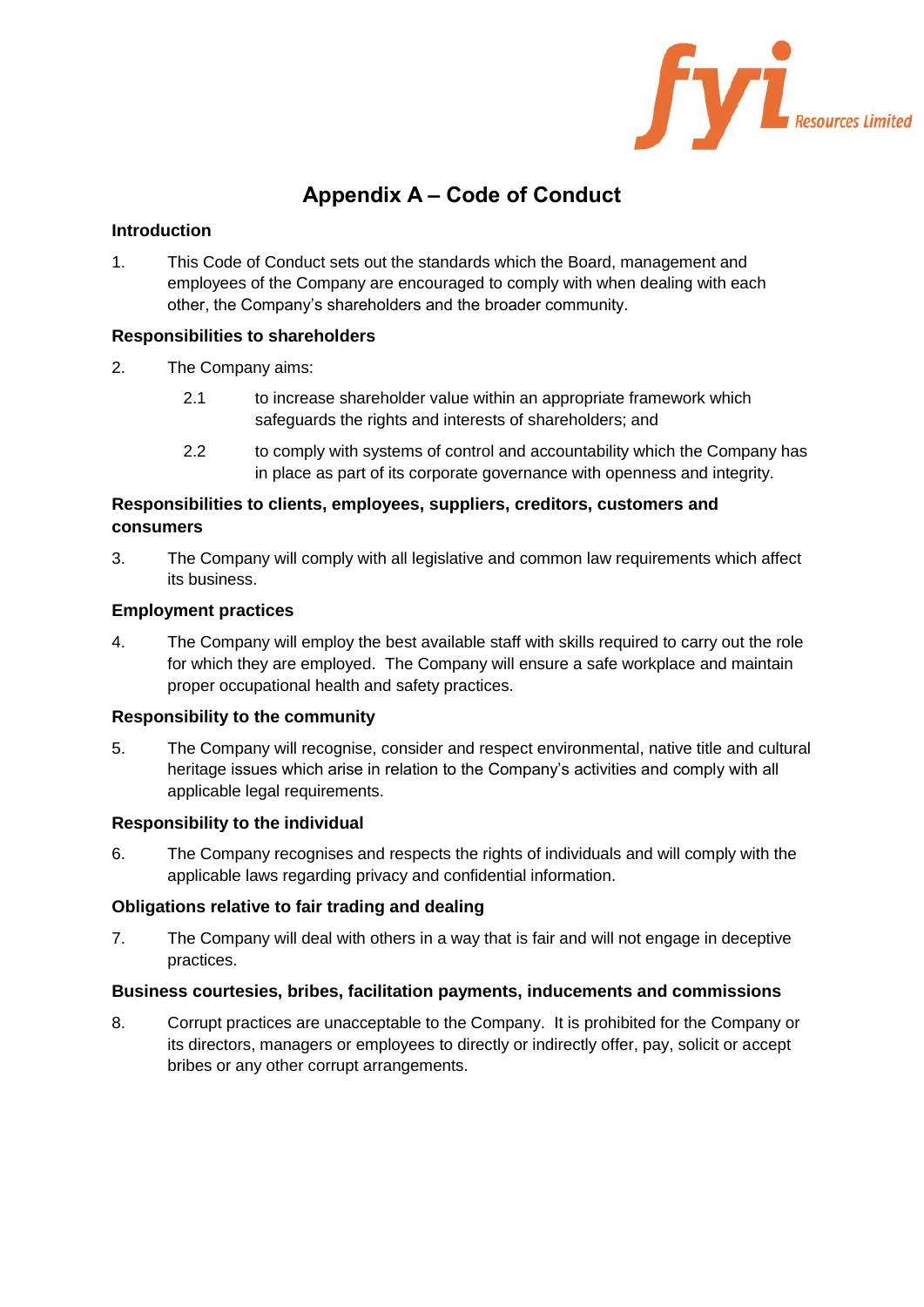# Appendix A – Code of Conduct

## Introduction

1. This Code of Conduct sets out the standards which the Board, management and employees of the Company are encouraged to comply with when dealing with each other, the Company's shareholders and the broader community.

## Responsibilities to shareholders

2. The Company aims:

   2.1 to increase shareholder value within an appropriate framework which safeguards the rights and interests of shareholders; and

   2.2 to comply with systems of control and accountability which the Company has in place as part of its corporate governance with openness and integrity.

## Responsibilities to clients, employees, suppliers, creditors, customers and consumers

3. The Company will comply with all legislative and common law requirements which affect its business.

## Employment practices

4. The Company will employ the best available staff with skills required to carry out the role for which they are employed. The Company will ensure a safe workplace and maintain proper occupational health and safety practices.

## Responsibility to the community

5. The Company will recognise, consider and respect environmental, native title and cultural heritage issues which arise in relation to the Company's activities and comply with all applicable legal requirements.

## Responsibility to the individual

6. The Company recognises and respects the rights of individuals and will comply with the applicable laws regarding privacy and confidential information.

## Obligations relative to fair trading and dealing

7. The Company will deal with others in a way that is fair and will not engage in deceptive practices.

## Business courtesies, bribes, facilitation payments, inducements and commissions

8. Corrupt practices are unacceptable to the Company. It is prohibited for the Company or its directors, managers or employees to directly or indirectly offer, pay, solicit or accept bribes or any other corrupt arrangements.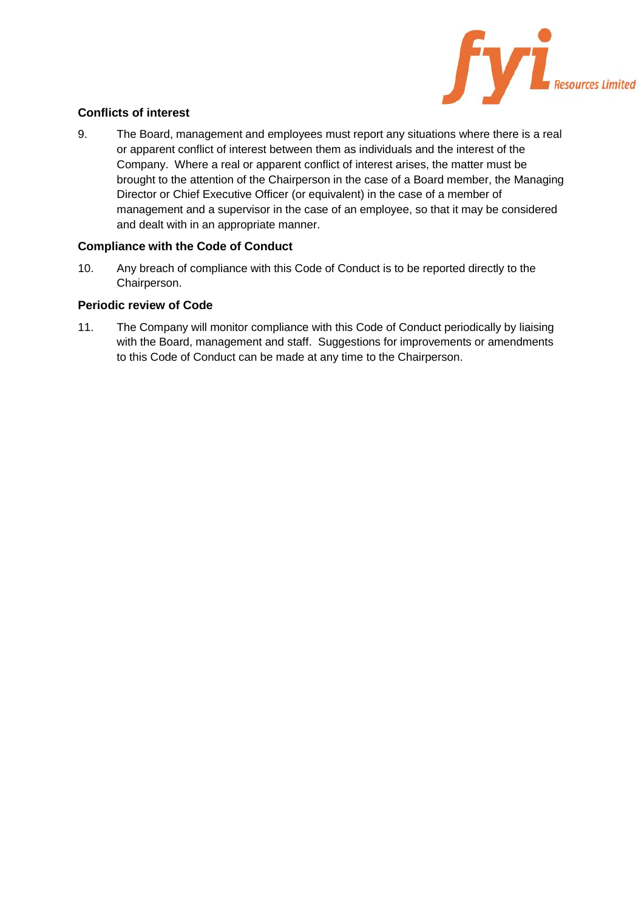### Conflicts of interest

9. The Board, management and employees must report any situations where there is a real or apparent conflict of interest between them as individuals and the interest of the Company. Where a real or apparent conflict of interest arises, the matter must be brought to the attention of the Chairperson in the case of a Board member, the Managing Director or Chief Executive Officer (or equivalent) in the case of a member of management and a supervisor in the case of an employee, so that it may be considered and dealt with in an appropriate manner.

### Compliance with the Code of Conduct

10. Any breach of compliance with this Code of Conduct is to be reported directly to the Chairperson.

### Periodic review of Code

11. The Company will monitor compliance with this Code of Conduct periodically by liaising with the Board, management and staff. Suggestions for improvements or amendments to this Code of Conduct can be made at any time to the Chairperson.